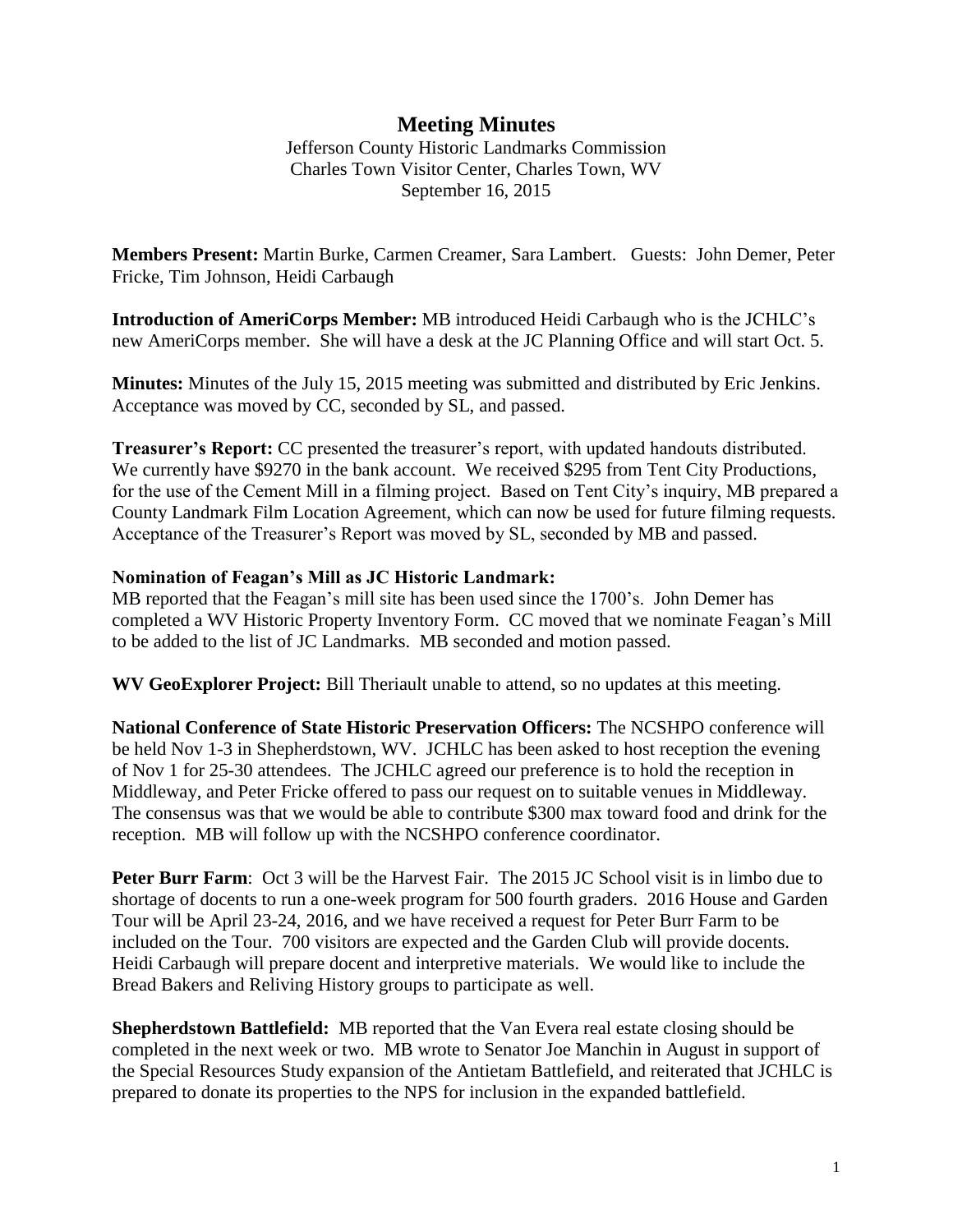# Meeting Minutes

Jefferson County Historic Landmarks Commission
Charles Town Visitor Center, Charles Town, WV
September 16, 2015

**Members Present:** Martin Burke, Carmen Creamer, Sara Lambert. Guests: John Demer, Peter Fricke, Tim Johnson, Heidi Carbaugh

**Introduction of AmeriCorps Member:** MB introduced Heidi Carbaugh who is the JCHLC's new AmeriCorps member. She will have a desk at the JC Planning Office and will start Oct. 5.

**Minutes:** Minutes of the July 15, 2015 meeting was submitted and distributed by Eric Jenkins. Acceptance was moved by CC, seconded by SL, and passed.

**Treasurer's Report:** CC presented the treasurer's report, with updated handouts distributed. We currently have $9270 in the bank account. We received $295 from Tent City Productions, for the use of the Cement Mill in a filming project. Based on Tent City's inquiry, MB prepared a County Landmark Film Location Agreement, which can now be used for future filming requests. Acceptance of the Treasurer's Report was moved by SL, seconded by MB and passed.

**Nomination of Feagan's Mill as JC Historic Landmark:**
MB reported that the Feagan's mill site has been used since the 1700's. John Demer has completed a WV Historic Property Inventory Form. CC moved that we nominate Feagan's Mill to be added to the list of JC Landmarks. MB seconded and motion passed.

**WV GeoExplorer Project:** Bill Theriault unable to attend, so no updates at this meeting.

**National Conference of State Historic Preservation Officers:** The NCSHPO conference will be held Nov 1-3 in Shepherdstown, WV. JCHLC has been asked to host reception the evening of Nov 1 for 25-30 attendees. The JCHLC agreed our preference is to hold the reception in Middleway, and Peter Fricke offered to pass our request on to suitable venues in Middleway. The consensus was that we would be able to contribute $300 max toward food and drink for the reception. MB will follow up with the NCSHPO conference coordinator.

**Peter Burr Farm**: Oct 3 will be the Harvest Fair. The 2015 JC School visit is in limbo due to shortage of docents to run a one-week program for 500 fourth graders. 2016 House and Garden Tour will be April 23-24, 2016, and we have received a request for Peter Burr Farm to be included on the Tour. 700 visitors are expected and the Garden Club will provide docents. Heidi Carbaugh will prepare docent and interpretive materials. We would like to include the Bread Bakers and Reliving History groups to participate as well.

**Shepherdstown Battlefield:** MB reported that the Van Evera real estate closing should be completed in the next week or two. MB wrote to Senator Joe Manchin in August in support of the Special Resources Study expansion of the Antietam Battlefield, and reiterated that JCHLC is prepared to donate its properties to the NPS for inclusion in the expanded battlefield.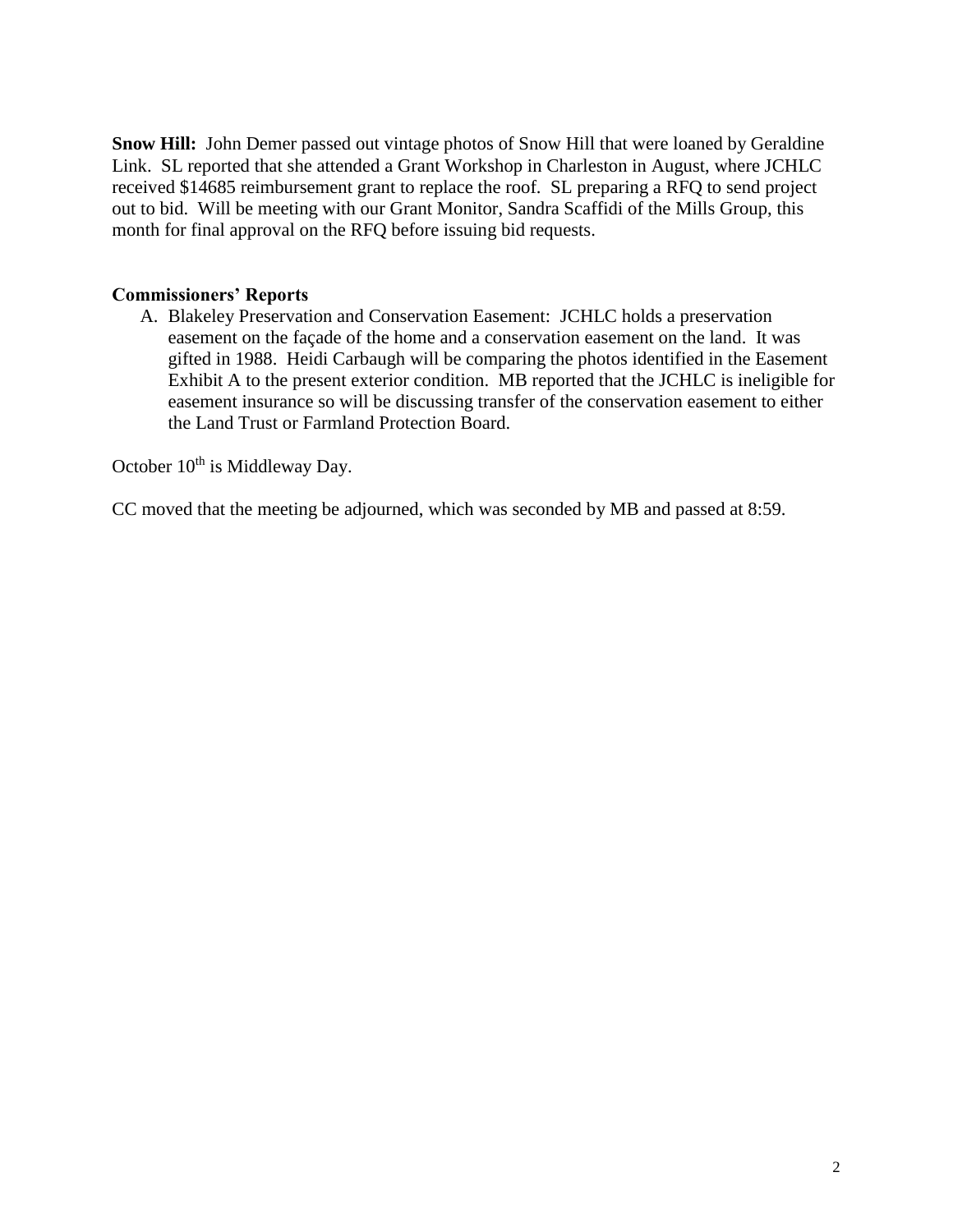**Snow Hill:** John Demer passed out vintage photos of Snow Hill that were loaned by Geraldine Link. SL reported that she attended a Grant Workshop in Charleston in August, where JCHLC received $14685 reimbursement grant to replace the roof. SL preparing a RFQ to send project out to bid. Will be meeting with our Grant Monitor, Sandra Scaffidi of the Mills Group, this month for final approval on the RFQ before issuing bid requests.

**Commissioners' Reports**

A. Blakeley Preservation and Conservation Easement: JCHLC holds a preservation easement on the façade of the home and a conservation easement on the land. It was gifted in 1988. Heidi Carbaugh will be comparing the photos identified in the Easement Exhibit A to the present exterior condition. MB reported that the JCHLC is ineligible for easement insurance so will be discussing transfer of the conservation easement to either the Land Trust or Farmland Protection Board.

October 10th is Middleway Day.

CC moved that the meeting be adjourned, which was seconded by MB and passed at 8:59.